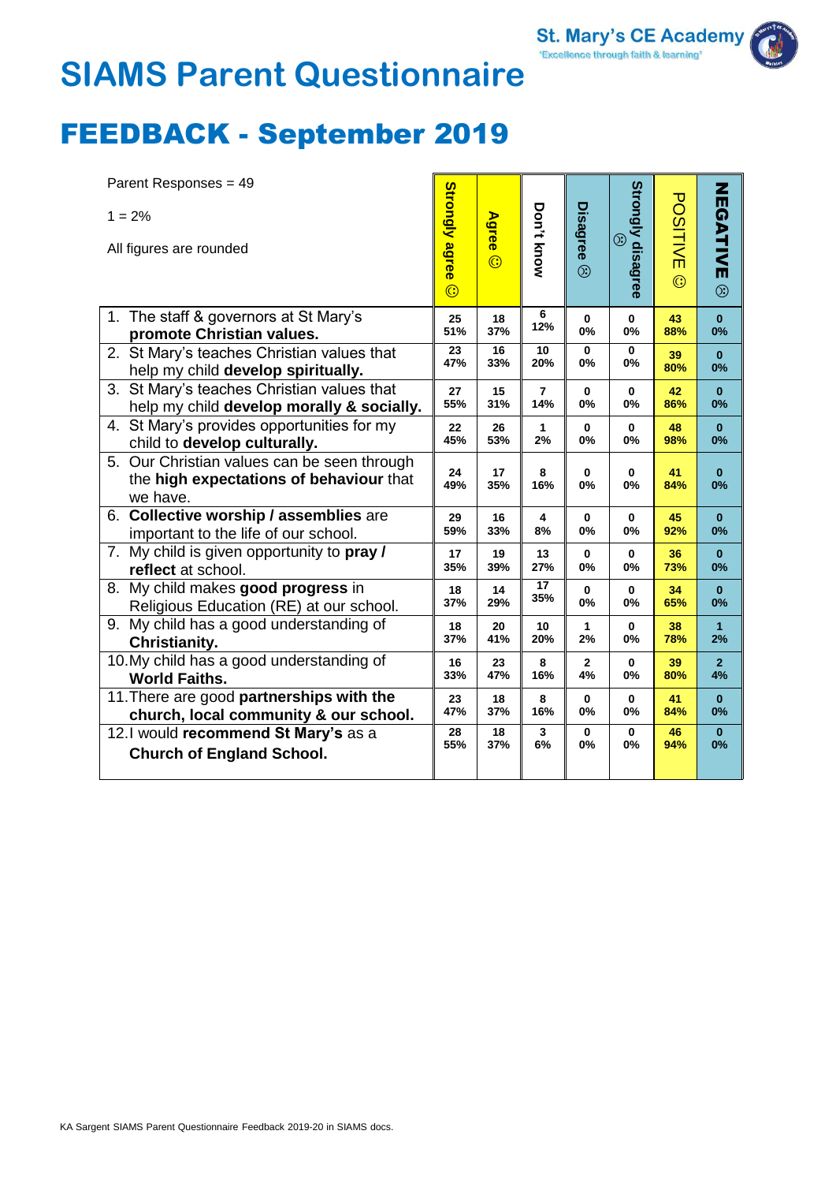St. Mary's CE Academy
'Excellence through faith & learning'

# SIAMS Parent Questionnaire

# FEEDBACK - September 2019

Parent Responses = 49

1 = 2%

All figures are rounded

| | Strongly agree ☺ | Agree ☺ | Don't know | Disagree ☹ | Strongly disagree ☹ | POSITIVE ☺ | NEGATIVE ☹ |
|---|---|---|---|---|---|---|---|
| 1. The staff & governors at St Mary's **promote Christian values.** | 25 51% | 18 37% | 6 12% | 0 0% | 0 0% | 43 88% | 0 0% |
| 2. St Mary's teaches Christian values that help my child **develop spiritually.** | 23 47% | 16 33% | 10 20% | 0 0% | 0 0% | 39 80% | 0 0% |
| 3. St Mary's teaches Christian values that help my child **develop morally & socially.** | 27 55% | 15 31% | 7 14% | 0 0% | 0 0% | 42 86% | 0 0% |
| 4. St Mary's provides opportunities for my child to **develop culturally.** | 22 45% | 26 53% | 1 2% | 0 0% | 0 0% | 48 98% | 0 0% |
| 5. Our Christian values can be seen through the **high expectations of behaviour** that we have. | 24 49% | 17 35% | 8 16% | 0 0% | 0 0% | 41 84% | 0 0% |
| 6. **Collective worship / assemblies** are important to the life of our school. | 29 59% | 16 33% | 4 8% | 0 0% | 0 0% | 45 92% | 0 0% |
| 7. My child is given opportunity to **pray / reflect** at school. | 17 35% | 19 39% | 13 27% | 0 0% | 0 0% | 36 73% | 0 0% |
| 8. My child makes **good progress** in Religious Education (RE) at our school. | 18 37% | 14 29% | 17 35% | 0 0% | 0 0% | 34 65% | 0 0% |
| 9. My child has a good understanding of **Christianity.** | 18 37% | 20 41% | 10 20% | 1 2% | 0 0% | 38 78% | 1 2% |
| 10. My child has a good understanding of **World Faiths.** | 16 33% | 23 47% | 8 16% | 2 4% | 0 0% | 39 80% | 2 4% |
| 11. There are good **partnerships with the church, local community & our school.** | 23 47% | 18 37% | 8 16% | 0 0% | 0 0% | 41 84% | 0 0% |
| 12. I would **recommend St Mary's** as a **Church of England School.** | 28 55% | 18 37% | 3 6% | 0 0% | 0 0% | 46 94% | 0 0% |

KA Sargent SIAMS Parent Questionnaire Feedback 2019-20 in SIAMS docs.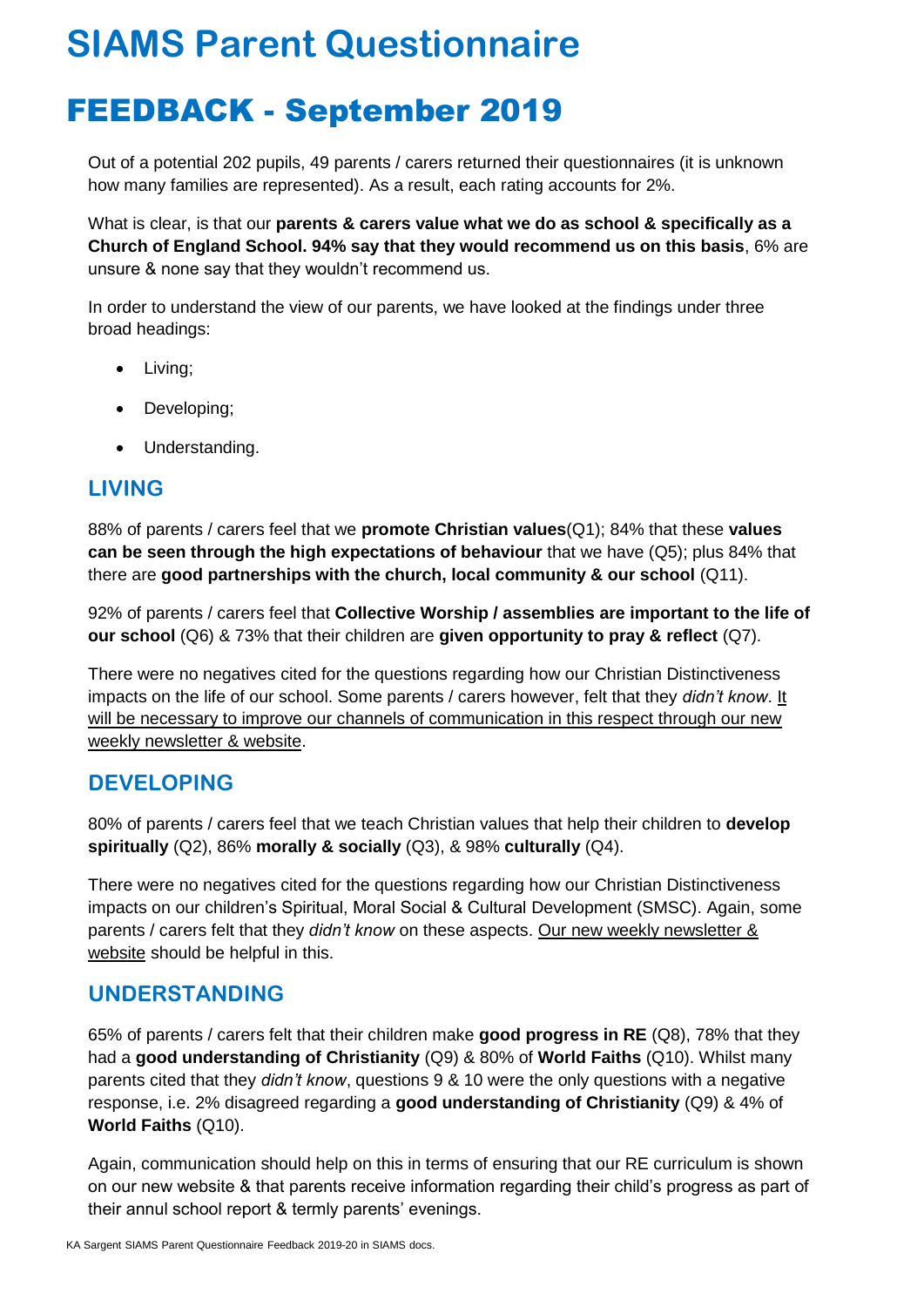# SIAMS Parent Questionnaire

# FEEDBACK - September 2019

Out of a potential 202 pupils, 49 parents / carers returned their questionnaires (it is unknown how many families are represented). As a result, each rating accounts for 2%.

What is clear, is that our **parents & carers value what we do as school & specifically as a Church of England School. 94% say that they would recommend us on this basis**, 6% are unsure & none say that they wouldn't recommend us.

In order to understand the view of our parents, we have looked at the findings under three broad headings:

- Living;
- Developing;
- Understanding.

## LIVING

88% of parents / carers feel that we **promote Christian values**(Q1); 84% that these **values can be seen through the high expectations of behaviour** that we have (Q5); plus 84% that there are **good partnerships with the church, local community & our school** (Q11).

92% of parents / carers feel that **Collective Worship / assemblies are important to the life of our school** (Q6) & 73% that their children are **given opportunity to pray & reflect** (Q7).

There were no negatives cited for the questions regarding how our Christian Distinctiveness impacts on the life of our school. Some parents / carers however, felt that they *didn't know*. It will be necessary to improve our channels of communication in this respect through our new weekly newsletter & website.

## DEVELOPING

80% of parents / carers feel that we teach Christian values that help their children to **develop spiritually** (Q2), 86% **morally & socially** (Q3), & 98% **culturally** (Q4).

There were no negatives cited for the questions regarding how our Christian Distinctiveness impacts on our children's Spiritual, Moral Social & Cultural Development (SMSC). Again, some parents / carers felt that they *didn't know* on these aspects. Our new weekly newsletter & website should be helpful in this.

## UNDERSTANDING

65% of parents / carers felt that their children make **good progress in RE** (Q8), 78% that they had a **good understanding of Christianity** (Q9) & 80% of **World Faiths** (Q10). Whilst many parents cited that they *didn't know*, questions 9 & 10 were the only questions with a negative response, i.e. 2% disagreed regarding a **good understanding of Christianity** (Q9) & 4% of **World Faiths** (Q10).

Again, communication should help on this in terms of ensuring that our RE curriculum is shown on our new website & that parents receive information regarding their child's progress as part of their annul school report & termly parents' evenings.